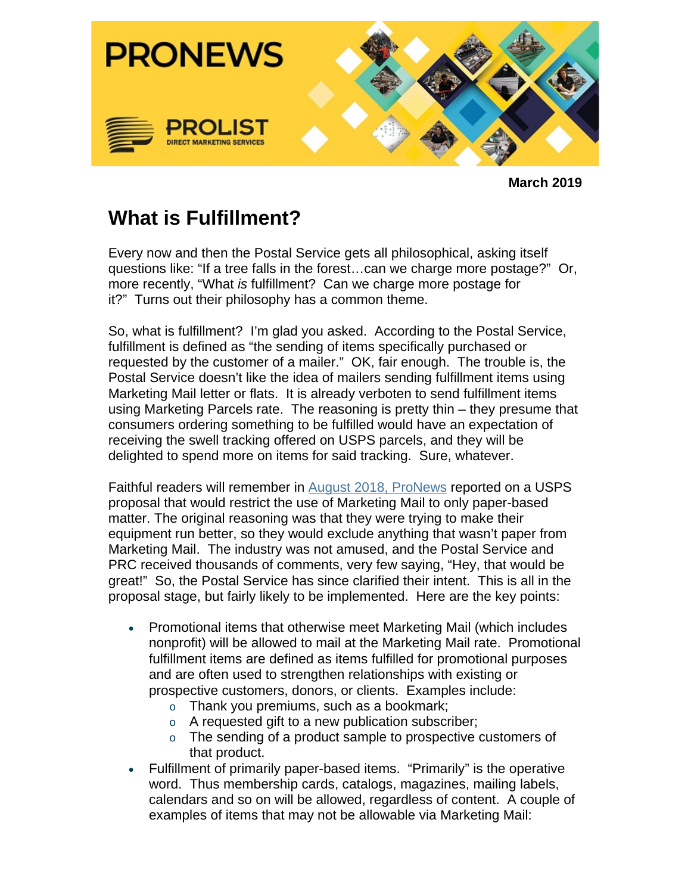PRONEWS

PROLIST
DIRECT MARKETING SERVICES

**March 2019**

# What is Fulfillment?

Every now and then the Postal Service gets all philosophical, asking itself questions like: "If a tree falls in the forest…can we charge more postage?" Or, more recently, "What *is* fulfillment? Can we charge more postage for it?" Turns out their philosophy has a common theme.

So, what is fulfillment? I'm glad you asked. According to the Postal Service, fulfillment is defined as "the sending of items specifically purchased or requested by the customer of a mailer." OK, fair enough. The trouble is, the Postal Service doesn't like the idea of mailers sending fulfillment items using Marketing Mail letter or flats. It is already verboten to send fulfillment items using Marketing Parcels rate. The reasoning is pretty thin – they presume that consumers ordering something to be fulfilled would have an expectation of receiving the swell tracking offered on USPS parcels, and they will be delighted to spend more on items for said tracking. Sure, whatever.

Faithful readers will remember in August 2018, ProNews reported on a USPS proposal that would restrict the use of Marketing Mail to only paper-based matter. The original reasoning was that they were trying to make their equipment run better, so they would exclude anything that wasn't paper from Marketing Mail. The industry was not amused, and the Postal Service and PRC received thousands of comments, very few saying, "Hey, that would be great!" So, the Postal Service has since clarified their intent. This is all in the proposal stage, but fairly likely to be implemented. Here are the key points:

- Promotional items that otherwise meet Marketing Mail (which includes nonprofit) will be allowed to mail at the Marketing Mail rate. Promotional fulfillment items are defined as items fulfilled for promotional purposes and are often used to strengthen relationships with existing or prospective customers, donors, or clients. Examples include:
  - Thank you premiums, such as a bookmark;
  - A requested gift to a new publication subscriber;
  - The sending of a product sample to prospective customers of that product.
- Fulfillment of primarily paper-based items. "Primarily" is the operative word. Thus membership cards, catalogs, magazines, mailing labels, calendars and so on will be allowed, regardless of content. A couple of examples of items that may not be allowable via Marketing Mail: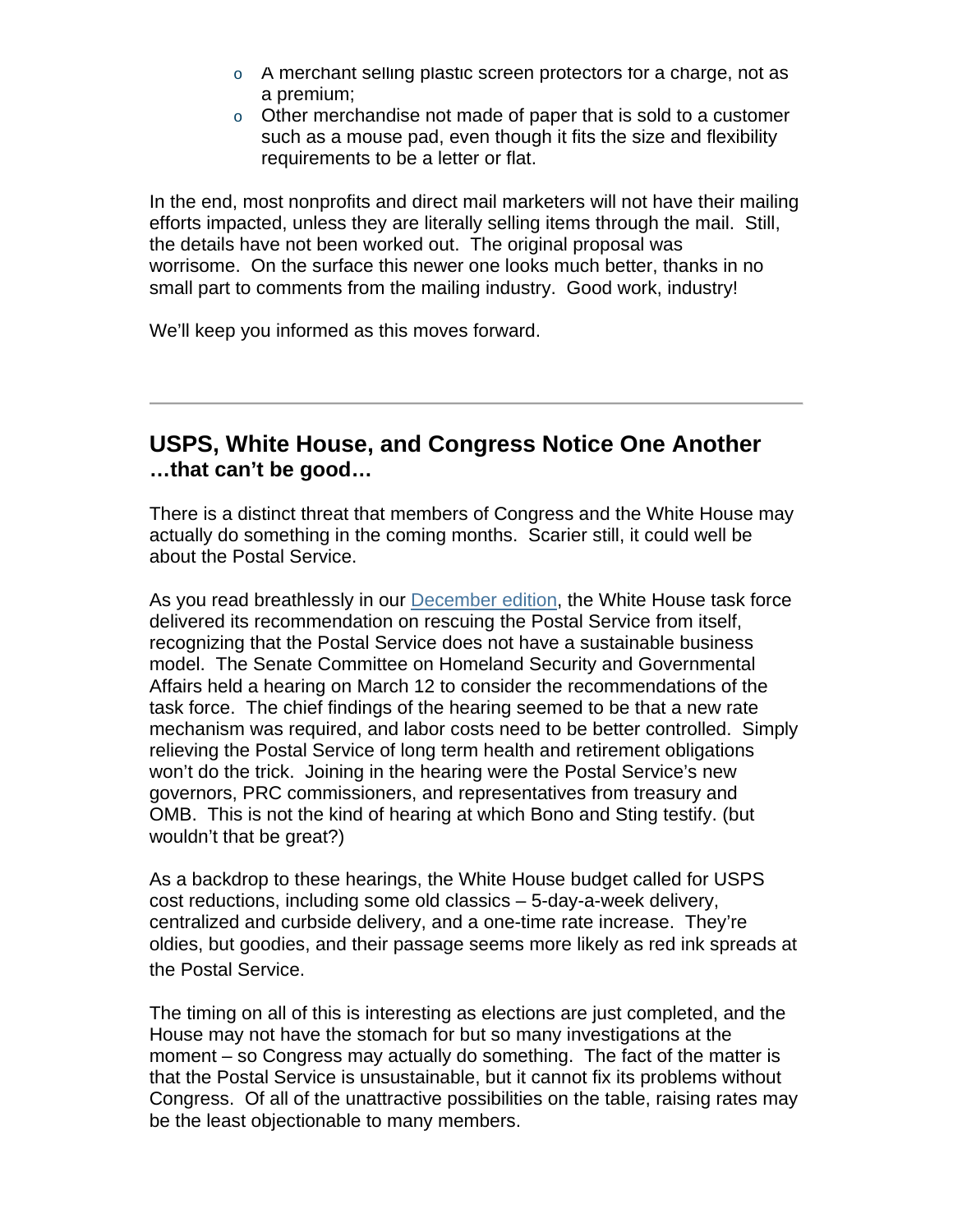- A merchant selling plastic screen protectors for a charge, not as a premium;
- Other merchandise not made of paper that is sold to a customer such as a mouse pad, even though it fits the size and flexibility requirements to be a letter or flat.

In the end, most nonprofits and direct mail marketers will not have their mailing efforts impacted, unless they are literally selling items through the mail. Still, the details have not been worked out. The original proposal was worrisome. On the surface this newer one looks much better, thanks in no small part to comments from the mailing industry. Good work, industry!

We'll keep you informed as this moves forward.

---

## USPS, White House, and Congress Notice One Another
**…that can't be good…**

There is a distinct threat that members of Congress and the White House may actually do something in the coming months. Scarier still, it could well be about the Postal Service.

As you read breathlessly in our [December edition](), the White House task force delivered its recommendation on rescuing the Postal Service from itself, recognizing that the Postal Service does not have a sustainable business model. The Senate Committee on Homeland Security and Governmental Affairs held a hearing on March 12 to consider the recommendations of the task force. The chief findings of the hearing seemed to be that a new rate mechanism was required, and labor costs need to be better controlled. Simply relieving the Postal Service of long term health and retirement obligations won't do the trick. Joining in the hearing were the Postal Service's new governors, PRC commissioners, and representatives from treasury and OMB. This is not the kind of hearing at which Bono and Sting testify. (but wouldn't that be great?)

As a backdrop to these hearings, the White House budget called for USPS cost reductions, including some old classics – 5-day-a-week delivery, centralized and curbside delivery, and a one-time rate increase. They're oldies, but goodies, and their passage seems more likely as red ink spreads at the Postal Service.

The timing on all of this is interesting as elections are just completed, and the House may not have the stomach for but so many investigations at the moment – so Congress may actually do something. The fact of the matter is that the Postal Service is unsustainable, but it cannot fix its problems without Congress. Of all of the unattractive possibilities on the table, raising rates may be the least objectionable to many members.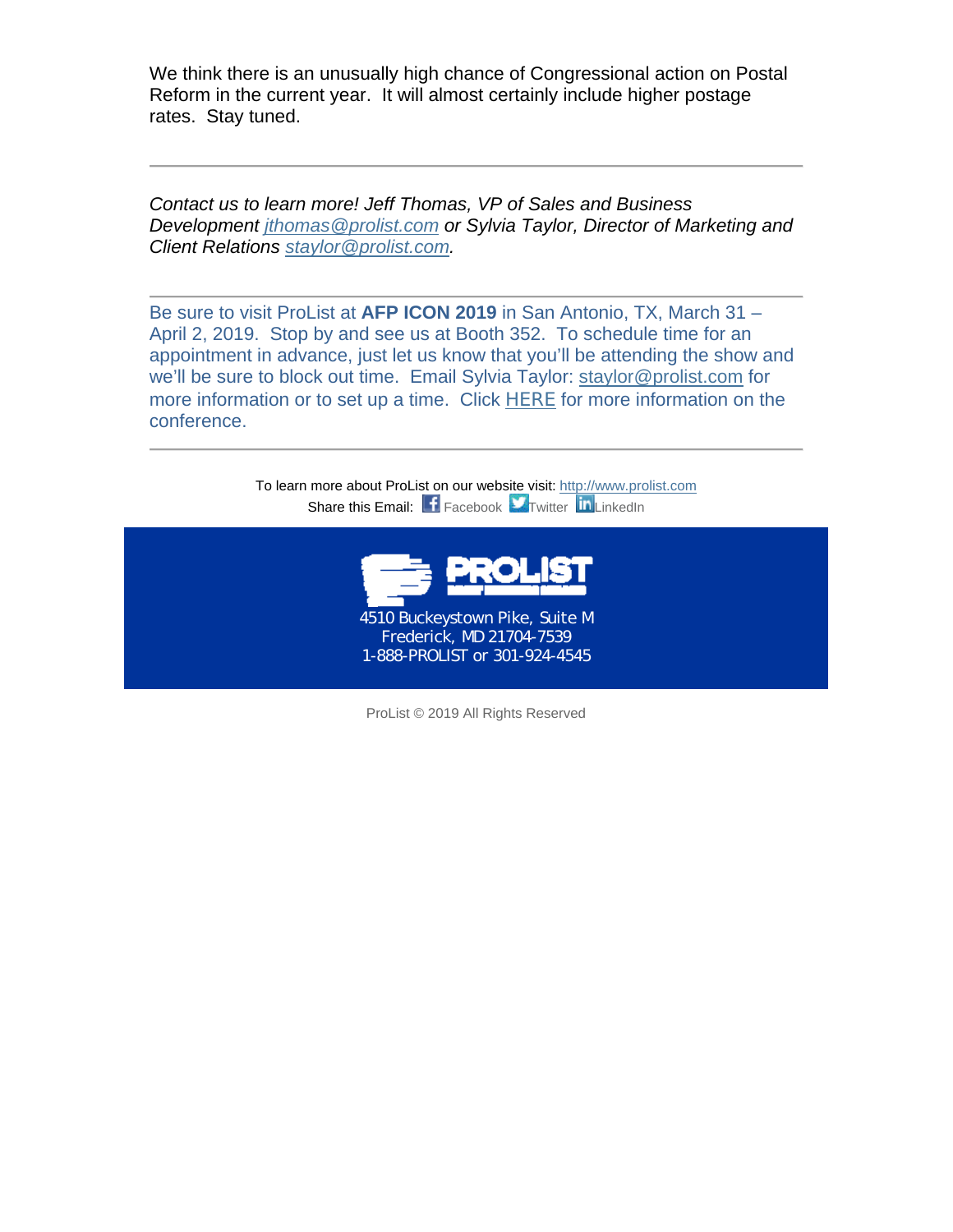We think there is an unusually high chance of Congressional action on Postal Reform in the current year. It will almost certainly include higher postage rates. Stay tuned.

---

*Contact us to learn more! Jeff Thomas, VP of Sales and Business Development jthomas@prolist.com or Sylvia Taylor, Director of Marketing and Client Relations staylor@prolist.com.*

---

Be sure to visit ProList at **AFP ICON 2019** in San Antonio, TX, March 31 – April 2, 2019. Stop by and see us at Booth 352. To schedule time for an appointment in advance, just let us know that you'll be attending the show and we'll be sure to block out time. Email Sylvia Taylor: staylor@prolist.com for more information or to set up a time. Click HERE for more information on the conference.

---

To learn more about ProList on our website visit: http://www.prolist.com

Share this Email: Facebook Twitter LinkedIn

PROLIST

4510 Buckeystown Pike, Suite M
Frederick, MD 21704-7539
1-888-PROLIST or 301-924-4545

ProList © 2019 All Rights Reserved